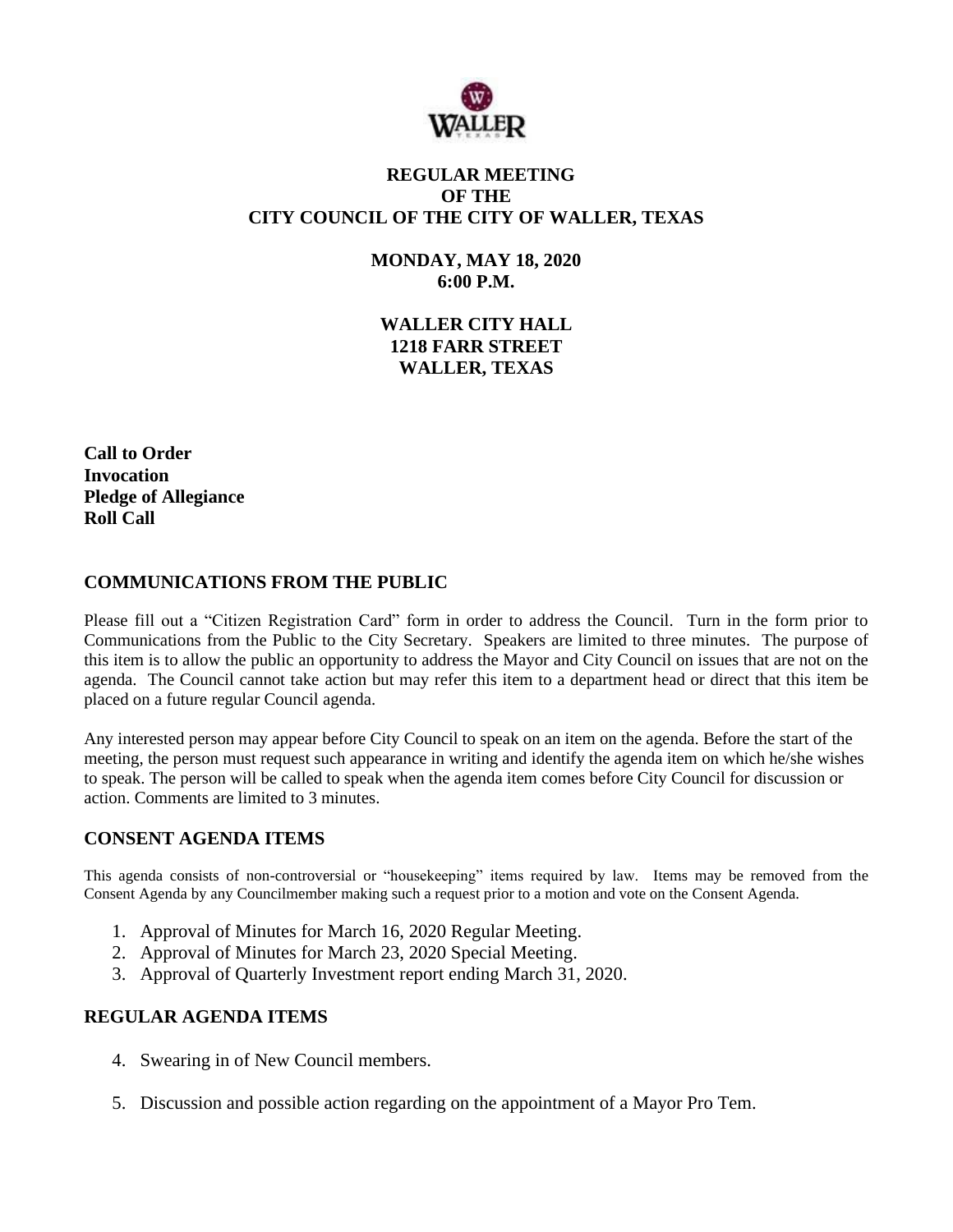# REGULAR MEETING
# OF THE
# CITY COUNCIL OF THE CITY OF WALLER, TEXAS

**MONDAY, MAY 18, 2020**
**6:00 P.M.**

**WALLER CITY HALL**
**1218 FARR STREET**
**WALLER, TEXAS**

**Call to Order**
**Invocation**
**Pledge of Allegiance**
**Roll Call**

## COMMUNICATIONS FROM THE PUBLIC

Please fill out a "Citizen Registration Card" form in order to address the Council. Turn in the form prior to Communications from the Public to the City Secretary. Speakers are limited to three minutes. The purpose of this item is to allow the public an opportunity to address the Mayor and City Council on issues that are not on the agenda. The Council cannot take action but may refer this item to a department head or direct that this item be placed on a future regular Council agenda.

Any interested person may appear before City Council to speak on an item on the agenda. Before the start of the meeting, the person must request such appearance in writing and identify the agenda item on which he/she wishes to speak. The person will be called to speak when the agenda item comes before City Council for discussion or action. Comments are limited to 3 minutes.

## CONSENT AGENDA ITEMS

This agenda consists of non-controversial or "housekeeping" items required by law. Items may be removed from the Consent Agenda by any Councilmember making such a request prior to a motion and vote on the Consent Agenda.

1. Approval of Minutes for March 16, 2020 Regular Meeting.
2. Approval of Minutes for March 23, 2020 Special Meeting.
3. Approval of Quarterly Investment report ending March 31, 2020.

## REGULAR AGENDA ITEMS

4. Swearing in of New Council members.

5. Discussion and possible action regarding on the appointment of a Mayor Pro Tem.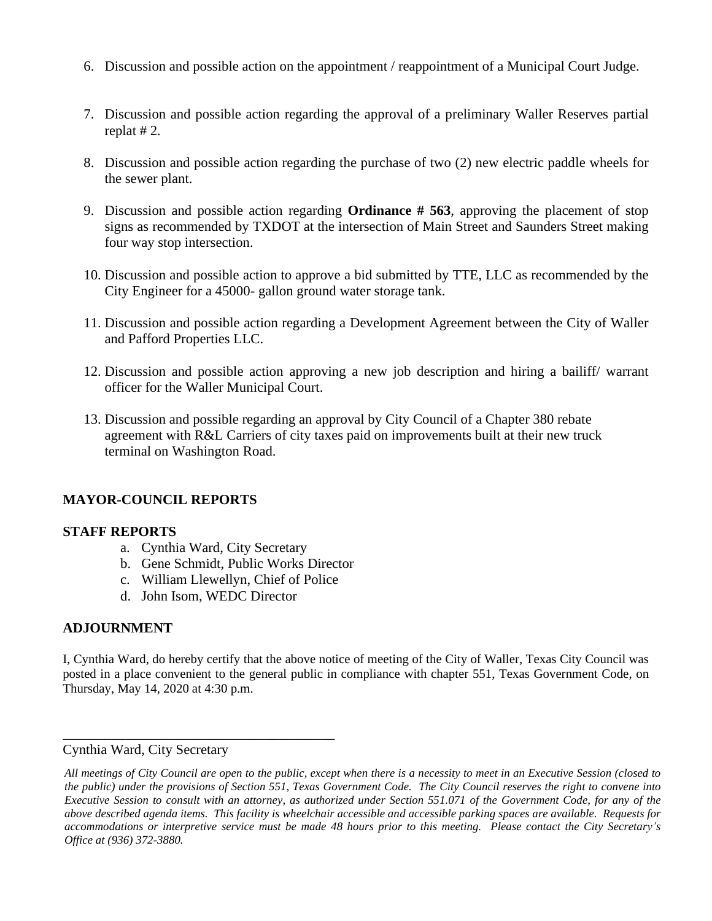6. Discussion and possible action on the appointment / reappointment of a Municipal Court Judge.

7. Discussion and possible action regarding the approval of a preliminary Waller Reserves partial replat # 2.

8. Discussion and possible action regarding the purchase of two (2) new electric paddle wheels for the sewer plant.

9. Discussion and possible action regarding **Ordinance # 563**, approving the placement of stop signs as recommended by TXDOT at the intersection of Main Street and Saunders Street making four way stop intersection.

10. Discussion and possible action to approve a bid submitted by TTE, LLC as recommended by the City Engineer for a 45000- gallon ground water storage tank.

11. Discussion and possible action regarding a Development Agreement between the City of Waller and Pafford Properties LLC.

12. Discussion and possible action approving a new job description and hiring a bailiff/ warrant officer for the Waller Municipal Court.

13. Discussion and possible regarding an approval by City Council of a Chapter 380 rebate agreement with R&L Carriers of city taxes paid on improvements built at their new truck terminal on Washington Road.

**MAYOR-COUNCIL REPORTS**

**STAFF REPORTS**

a. Cynthia Ward, City Secretary
b. Gene Schmidt, Public Works Director
c. William Llewellyn, Chief of Police
d. John Isom, WEDC Director

**ADJOURNMENT**

I, Cynthia Ward, do hereby certify that the above notice of meeting of the City of Waller, Texas City Council was posted in a place convenient to the general public in compliance with chapter 551, Texas Government Code, on Thursday, May 14, 2020 at 4:30 p.m.

\_\_\_\_\_\_\_\_\_\_\_\_\_\_\_\_\_\_\_\_\_\_\_\_\_\_\_\_\_\_\_\_\_\_\_\_\_\_\_\_

Cynthia Ward, City Secretary

*All meetings of City Council are open to the public, except when there is a necessity to meet in an Executive Session (closed to the public) under the provisions of Section 551, Texas Government Code. The City Council reserves the right to convene into Executive Session to consult with an attorney, as authorized under Section 551.071 of the Government Code, for any of the above described agenda items. This facility is wheelchair accessible and accessible parking spaces are available. Requests for accommodations or interpretive service must be made 48 hours prior to this meeting. Please contact the City Secretary's Office at (936) 372-3880.*